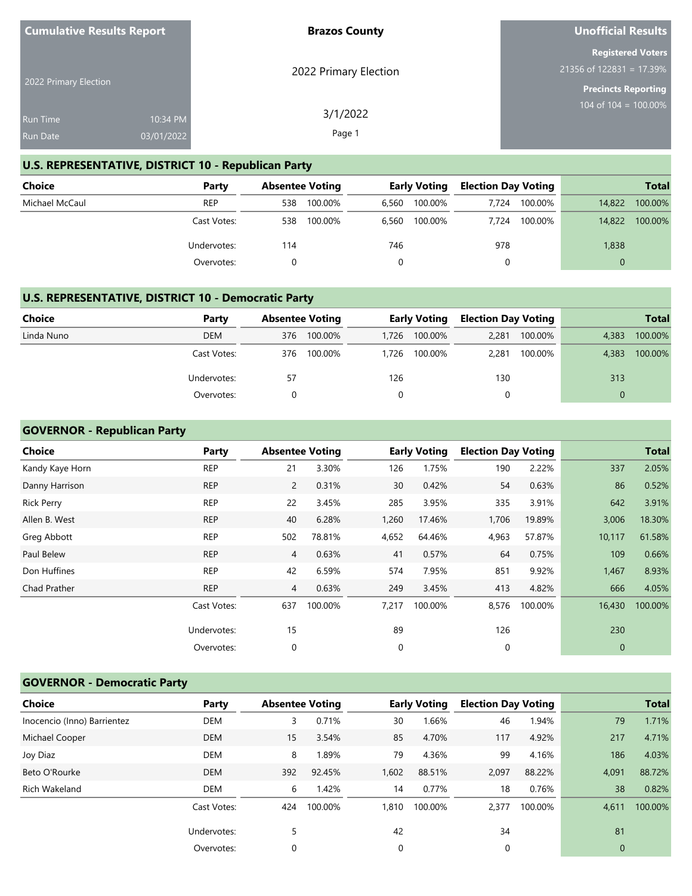**Cumulative Results Report**

2022 Primary Election

Run Time 10:34 PM
Run Date 03/01/2022

**Brazos County**

2022 Primary Election

3/1/2022

**Unofficial Results**

**Registered Voters**
21356 of 122831 = 17.39%

**Precincts Reporting**
104 of 104 = 100.00%

## U.S. REPRESENTATIVE, DISTRICT 10 - Republican Party

| Choice | Party | Absentee Voting | | Early Voting | | Election Day Voting | | Total | |
|---|---|---|---|---|---|---|---|---|---|
| Michael McCaul | REP | 538 | 100.00% | 6,560 | 100.00% | 7,724 | 100.00% | 14,822 | 100.00% |
| | Cast Votes: | 538 | 100.00% | 6,560 | 100.00% | 7,724 | 100.00% | 14,822 | 100.00% |
| | Undervotes: | 114 | | 746 | | 978 | | 1,838 | |
| | Overvotes: | 0 | | 0 | | 0 | | 0 | |

## U.S. REPRESENTATIVE, DISTRICT 10 - Democratic Party

| Choice | Party | Absentee Voting | | Early Voting | | Election Day Voting | | Total | |
|---|---|---|---|---|---|---|---|---|---|
| Linda Nuno | DEM | 376 | 100.00% | 1,726 | 100.00% | 2,281 | 100.00% | 4,383 | 100.00% |
| | Cast Votes: | 376 | 100.00% | 1,726 | 100.00% | 2,281 | 100.00% | 4,383 | 100.00% |
| | Undervotes: | 57 | | 126 | | 130 | | 313 | |
| | Overvotes: | 0 | | 0 | | 0 | | 0 | |

## GOVERNOR - Republican Party

| Choice | Party | Absentee Voting | | Early Voting | | Election Day Voting | | Total | |
|---|---|---|---|---|---|---|---|---|---|
| Kandy Kaye Horn | REP | 21 | 3.30% | 126 | 1.75% | 190 | 2.22% | 337 | 2.05% |
| Danny Harrison | REP | 2 | 0.31% | 30 | 0.42% | 54 | 0.63% | 86 | 0.52% |
| Rick Perry | REP | 22 | 3.45% | 285 | 3.95% | 335 | 3.91% | 642 | 3.91% |
| Allen B. West | REP | 40 | 6.28% | 1,260 | 17.46% | 1,706 | 19.89% | 3,006 | 18.30% |
| Greg Abbott | REP | 502 | 78.81% | 4,652 | 64.46% | 4,963 | 57.87% | 10,117 | 61.58% |
| Paul Belew | REP | 4 | 0.63% | 41 | 0.57% | 64 | 0.75% | 109 | 0.66% |
| Don Huffines | REP | 42 | 6.59% | 574 | 7.95% | 851 | 9.92% | 1,467 | 8.93% |
| Chad Prather | REP | 4 | 0.63% | 249 | 3.45% | 413 | 4.82% | 666 | 4.05% |
| | Cast Votes: | 637 | 100.00% | 7,217 | 100.00% | 8,576 | 100.00% | 16,430 | 100.00% |
| | Undervotes: | 15 | | 89 | | 126 | | 230 | |
| | Overvotes: | 0 | | 0 | | 0 | | 0 | |

## GOVERNOR - Democratic Party

| Choice | Party | Absentee Voting | | Early Voting | | Election Day Voting | | Total | |
|---|---|---|---|---|---|---|---|---|---|
| Inocencio (Inno) Barrientez | DEM | 3 | 0.71% | 30 | 1.66% | 46 | 1.94% | 79 | 1.71% |
| Michael Cooper | DEM | 15 | 3.54% | 85 | 4.70% | 117 | 4.92% | 217 | 4.71% |
| Joy Diaz | DEM | 8 | 1.89% | 79 | 4.36% | 99 | 4.16% | 186 | 4.03% |
| Beto O'Rourke | DEM | 392 | 92.45% | 1,602 | 88.51% | 2,097 | 88.22% | 4,091 | 88.72% |
| Rich Wakeland | DEM | 6 | 1.42% | 14 | 0.77% | 18 | 0.76% | 38 | 0.82% |
| | Cast Votes: | 424 | 100.00% | 1,810 | 100.00% | 2,377 | 100.00% | 4,611 | 100.00% |
| | Undervotes: | 5 | | 42 | | 34 | | 81 | |
| | Overvotes: | 0 | | 0 | | 0 | | 0 | |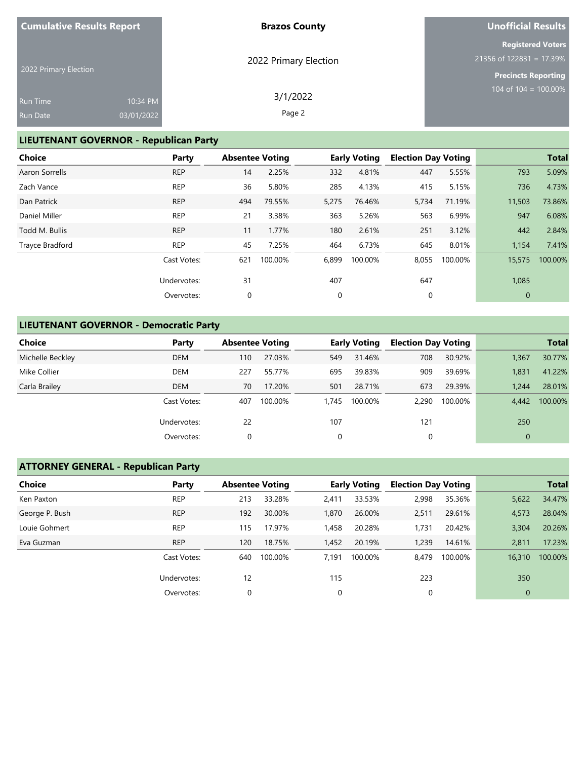| Cumulative Results Report | Brazos County | Unofficial Results |
|---|---|---|
| 2022 Primary Election | 2022 Primary Election | Registered Voters 21356 of 122831 = 17.39% |
| Run Time 10:34 PM | 3/1/2022 | Precincts Reporting 104 of 104 = 100.00% |
| Run Date 03/01/2022 | | |

## LIEUTENANT GOVERNOR - Republican Party

| Choice | Party | Absentee Voting | | Early Voting | | Election Day Voting | | Total | |
|---|---|---|---|---|---|---|---|---|---|
| Aaron Sorrells | REP | 14 | 2.25% | 332 | 4.81% | 447 | 5.55% | 793 | 5.09% |
| Zach Vance | REP | 36 | 5.80% | 285 | 4.13% | 415 | 5.15% | 736 | 4.73% |
| Dan Patrick | REP | 494 | 79.55% | 5,275 | 76.46% | 5,734 | 71.19% | 11,503 | 73.86% |
| Daniel Miller | REP | 21 | 3.38% | 363 | 5.26% | 563 | 6.99% | 947 | 6.08% |
| Todd M. Bullis | REP | 11 | 1.77% | 180 | 2.61% | 251 | 3.12% | 442 | 2.84% |
| Trayce Bradford | REP | 45 | 7.25% | 464 | 6.73% | 645 | 8.01% | 1,154 | 7.41% |
| | Cast Votes: | 621 | 100.00% | 6,899 | 100.00% | 8,055 | 100.00% | 15,575 | 100.00% |
| | Undervotes: | 31 | | 407 | | 647 | | 1,085 | |
| | Overvotes: | 0 | | 0 | | 0 | | 0 | |

## LIEUTENANT GOVERNOR - Democratic Party

| Choice | Party | Absentee Voting | | Early Voting | | Election Day Voting | | Total | |
|---|---|---|---|---|---|---|---|---|---|
| Michelle Beckley | DEM | 110 | 27.03% | 549 | 31.46% | 708 | 30.92% | 1,367 | 30.77% |
| Mike Collier | DEM | 227 | 55.77% | 695 | 39.83% | 909 | 39.69% | 1,831 | 41.22% |
| Carla Brailey | DEM | 70 | 17.20% | 501 | 28.71% | 673 | 29.39% | 1,244 | 28.01% |
| | Cast Votes: | 407 | 100.00% | 1,745 | 100.00% | 2,290 | 100.00% | 4,442 | 100.00% |
| | Undervotes: | 22 | | 107 | | 121 | | 250 | |
| | Overvotes: | 0 | | 0 | | 0 | | 0 | |

## ATTORNEY GENERAL - Republican Party

| Choice | Party | Absentee Voting | | Early Voting | | Election Day Voting | | Total | |
|---|---|---|---|---|---|---|---|---|---|
| Ken Paxton | REP | 213 | 33.28% | 2,411 | 33.53% | 2,998 | 35.36% | 5,622 | 34.47% |
| George P. Bush | REP | 192 | 30.00% | 1,870 | 26.00% | 2,511 | 29.61% | 4,573 | 28.04% |
| Louie Gohmert | REP | 115 | 17.97% | 1,458 | 20.28% | 1,731 | 20.42% | 3,304 | 20.26% |
| Eva Guzman | REP | 120 | 18.75% | 1,452 | 20.19% | 1,239 | 14.61% | 2,811 | 17.23% |
| | Cast Votes: | 640 | 100.00% | 7,191 | 100.00% | 8,479 | 100.00% | 16,310 | 100.00% |
| | Undervotes: | 12 | | 115 | | 223 | | 350 | |
| | Overvotes: | 0 | | 0 | | 0 | | 0 | |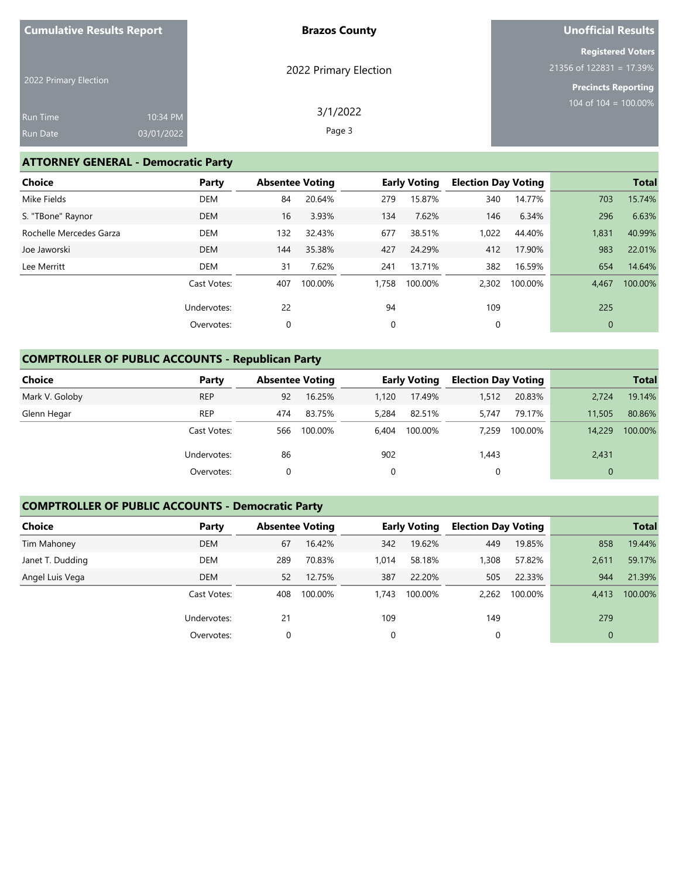## ATTORNEY GENERAL - Democratic Party

| Choice | Party | Absentee Voting | | Early Voting | | Election Day Voting | | Total | |
|---|---|---|---|---|---|---|---|---|---|
| Mike Fields | DEM | 84 | 20.64% | 279 | 15.87% | 340 | 14.77% | 703 | 15.74% |
| S. "TBone" Raynor | DEM | 16 | 3.93% | 134 | 7.62% | 146 | 6.34% | 296 | 6.63% |
| Rochelle Mercedes Garza | DEM | 132 | 32.43% | 677 | 38.51% | 1,022 | 44.40% | 1,831 | 40.99% |
| Joe Jaworski | DEM | 144 | 35.38% | 427 | 24.29% | 412 | 17.90% | 983 | 22.01% |
| Lee Merritt | DEM | 31 | 7.62% | 241 | 13.71% | 382 | 16.59% | 654 | 14.64% |
| | Cast Votes: | 407 | 100.00% | 1,758 | 100.00% | 2,302 | 100.00% | 4,467 | 100.00% |
| | Undervotes: | 22 | | 94 | | 109 | | 225 | |
| | Overvotes: | 0 | | 0 | | 0 | | 0 | |

## COMPTROLLER OF PUBLIC ACCOUNTS - Republican Party

| Choice | Party | Absentee Voting | | Early Voting | | Election Day Voting | | Total | |
|---|---|---|---|---|---|---|---|---|---|
| Mark V. Goloby | REP | 92 | 16.25% | 1,120 | 17.49% | 1,512 | 20.83% | 2,724 | 19.14% |
| Glenn Hegar | REP | 474 | 83.75% | 5,284 | 82.51% | 5,747 | 79.17% | 11,505 | 80.86% |
| | Cast Votes: | 566 | 100.00% | 6,404 | 100.00% | 7,259 | 100.00% | 14,229 | 100.00% |
| | Undervotes: | 86 | | 902 | | 1,443 | | 2,431 | |
| | Overvotes: | 0 | | 0 | | 0 | | 0 | |

## COMPTROLLER OF PUBLIC ACCOUNTS - Democratic Party

| Choice | Party | Absentee Voting | | Early Voting | | Election Day Voting | | Total | |
|---|---|---|---|---|---|---|---|---|---|
| Tim Mahoney | DEM | 67 | 16.42% | 342 | 19.62% | 449 | 19.85% | 858 | 19.44% |
| Janet T. Dudding | DEM | 289 | 70.83% | 1,014 | 58.18% | 1,308 | 57.82% | 2,611 | 59.17% |
| Angel Luis Vega | DEM | 52 | 12.75% | 387 | 22.20% | 505 | 22.33% | 944 | 21.39% |
| | Cast Votes: | 408 | 100.00% | 1,743 | 100.00% | 2,262 | 100.00% | 4,413 | 100.00% |
| | Undervotes: | 21 | | 109 | | 149 | | 279 | |
| | Overvotes: | 0 | | 0 | | 0 | | 0 | |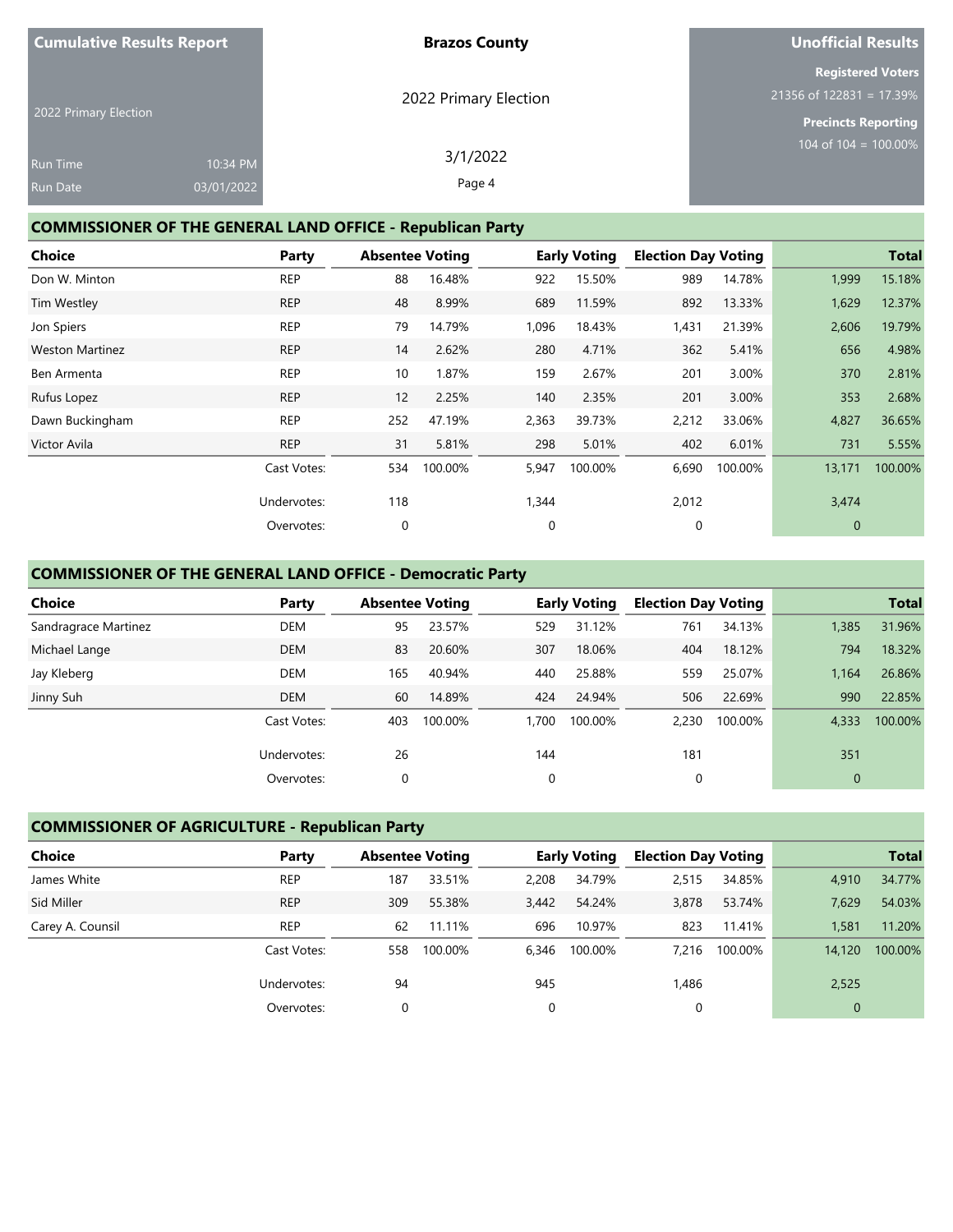| Cumulative Results Report | Brazos County | Unofficial Results |
|---|---|---|
| 2022 Primary Election | 2022 Primary Election | Registered Voters 21356 of 122831 = 17.39% |
| Run Time 10:34 PM | 3/1/2022 | Precincts Reporting 104 of 104 = 100.00% |
| Run Date 03/01/2022 | | |

## COMMISSIONER OF THE GENERAL LAND OFFICE - Republican Party

| Choice | Party | Absentee Voting | | Early Voting | | Election Day Voting | | Total | |
|---|---|---|---|---|---|---|---|---|---|
| Don W. Minton | REP | 88 | 16.48% | 922 | 15.50% | 989 | 14.78% | 1,999 | 15.18% |
| Tim Westley | REP | 48 | 8.99% | 689 | 11.59% | 892 | 13.33% | 1,629 | 12.37% |
| Jon Spiers | REP | 79 | 14.79% | 1,096 | 18.43% | 1,431 | 21.39% | 2,606 | 19.79% |
| Weston Martinez | REP | 14 | 2.62% | 280 | 4.71% | 362 | 5.41% | 656 | 4.98% |
| Ben Armenta | REP | 10 | 1.87% | 159 | 2.67% | 201 | 3.00% | 370 | 2.81% |
| Rufus Lopez | REP | 12 | 2.25% | 140 | 2.35% | 201 | 3.00% | 353 | 2.68% |
| Dawn Buckingham | REP | 252 | 47.19% | 2,363 | 39.73% | 2,212 | 33.06% | 4,827 | 36.65% |
| Victor Avila | REP | 31 | 5.81% | 298 | 5.01% | 402 | 6.01% | 731 | 5.55% |
| | Cast Votes: | 534 | 100.00% | 5,947 | 100.00% | 6,690 | 100.00% | 13,171 | 100.00% |
| | Undervotes: | 118 | | 1,344 | | 2,012 | | 3,474 | |
| | Overvotes: | 0 | | 0 | | 0 | | 0 | |

## COMMISSIONER OF THE GENERAL LAND OFFICE - Democratic Party

| Choice | Party | Absentee Voting | | Early Voting | | Election Day Voting | | Total | |
|---|---|---|---|---|---|---|---|---|---|
| Sandragrace Martinez | DEM | 95 | 23.57% | 529 | 31.12% | 761 | 34.13% | 1,385 | 31.96% |
| Michael Lange | DEM | 83 | 20.60% | 307 | 18.06% | 404 | 18.12% | 794 | 18.32% |
| Jay Kleberg | DEM | 165 | 40.94% | 440 | 25.88% | 559 | 25.07% | 1,164 | 26.86% |
| Jinny Suh | DEM | 60 | 14.89% | 424 | 24.94% | 506 | 22.69% | 990 | 22.85% |
| | Cast Votes: | 403 | 100.00% | 1,700 | 100.00% | 2,230 | 100.00% | 4,333 | 100.00% |
| | Undervotes: | 26 | | 144 | | 181 | | 351 | |
| | Overvotes: | 0 | | 0 | | 0 | | 0 | |

## COMMISSIONER OF AGRICULTURE - Republican Party

| Choice | Party | Absentee Voting | | Early Voting | | Election Day Voting | | Total | |
|---|---|---|---|---|---|---|---|---|---|
| James White | REP | 187 | 33.51% | 2,208 | 34.79% | 2,515 | 34.85% | 4,910 | 34.77% |
| Sid Miller | REP | 309 | 55.38% | 3,442 | 54.24% | 3,878 | 53.74% | 7,629 | 54.03% |
| Carey A. Counsil | REP | 62 | 11.11% | 696 | 10.97% | 823 | 11.41% | 1,581 | 11.20% |
| | Cast Votes: | 558 | 100.00% | 6,346 | 100.00% | 7,216 | 100.00% | 14,120 | 100.00% |
| | Undervotes: | 94 | | 945 | | 1,486 | | 2,525 | |
| | Overvotes: | 0 | | 0 | | 0 | | 0 | |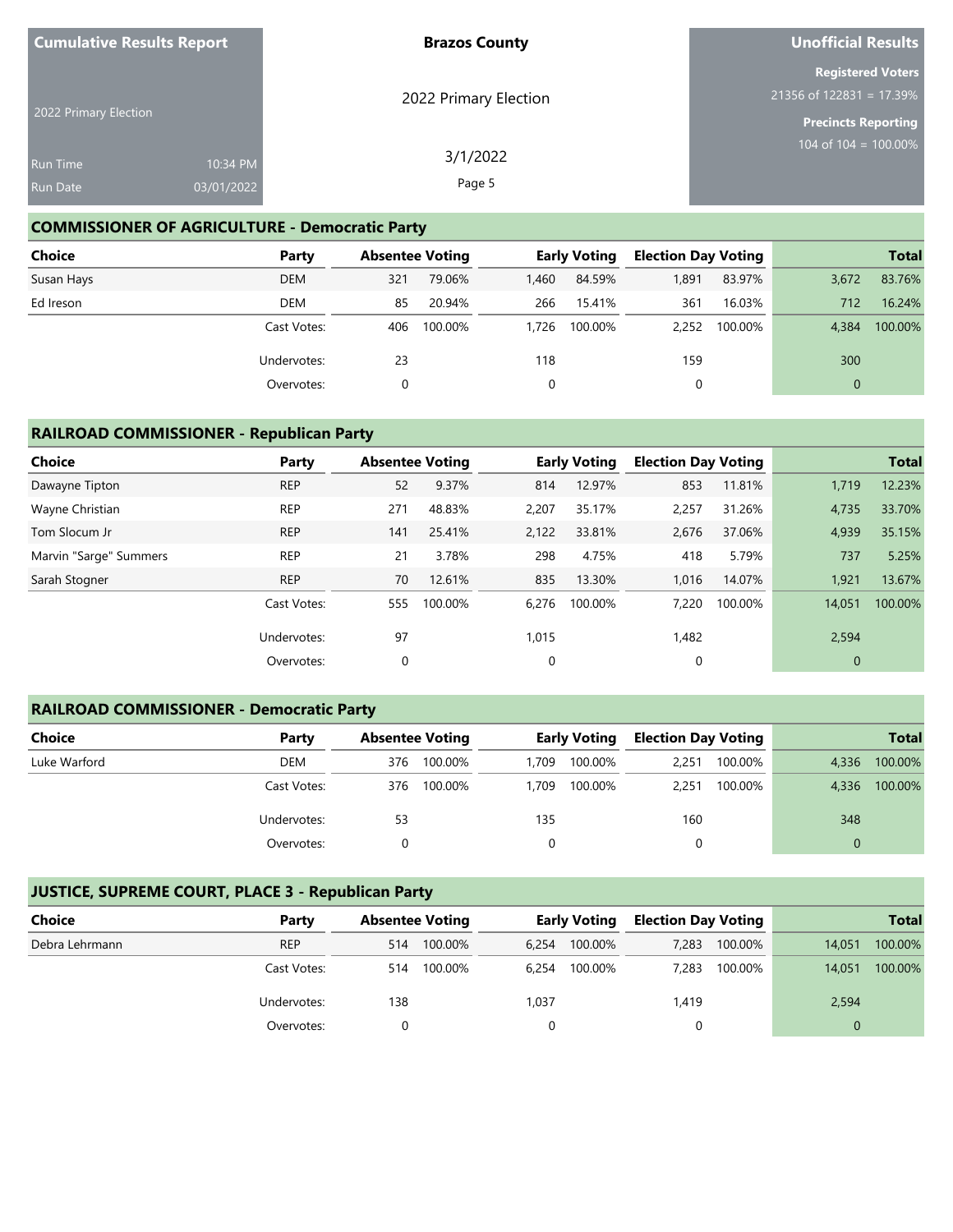| Cumulative Results Report | Brazos County | Unofficial Results |
|---|---|---|
| 2022 Primary Election | 2022 Primary Election | Registered Voters 21356 of 122831 = 17.39% |
| Run Time 10:34 PM | 3/1/2022 | Precincts Reporting 104 of 104 = 100.00% |
| Run Date 03/01/2022 | | |

## COMMISSIONER OF AGRICULTURE - Democratic Party

| Choice | Party | Absentee Voting | | Early Voting | | Election Day Voting | | Total | |
|---|---|---|---|---|---|---|---|---|---|
| Susan Hays | DEM | 321 | 79.06% | 1,460 | 84.59% | 1,891 | 83.97% | 3,672 | 83.76% |
| Ed Ireson | DEM | 85 | 20.94% | 266 | 15.41% | 361 | 16.03% | 712 | 16.24% |
| | Cast Votes: | 406 | 100.00% | 1,726 | 100.00% | 2,252 | 100.00% | 4,384 | 100.00% |
| | Undervotes: | 23 | | 118 | | 159 | | 300 | |
| | Overvotes: | 0 | | 0 | | 0 | | 0 | |

## RAILROAD COMMISSIONER - Republican Party

| Choice | Party | Absentee Voting | | Early Voting | | Election Day Voting | | Total | |
|---|---|---|---|---|---|---|---|---|---|
| Dawayne Tipton | REP | 52 | 9.37% | 814 | 12.97% | 853 | 11.81% | 1,719 | 12.23% |
| Wayne Christian | REP | 271 | 48.83% | 2,207 | 35.17% | 2,257 | 31.26% | 4,735 | 33.70% |
| Tom Slocum Jr | REP | 141 | 25.41% | 2,122 | 33.81% | 2,676 | 37.06% | 4,939 | 35.15% |
| Marvin "Sarge" Summers | REP | 21 | 3.78% | 298 | 4.75% | 418 | 5.79% | 737 | 5.25% |
| Sarah Stogner | REP | 70 | 12.61% | 835 | 13.30% | 1,016 | 14.07% | 1,921 | 13.67% |
| | Cast Votes: | 555 | 100.00% | 6,276 | 100.00% | 7,220 | 100.00% | 14,051 | 100.00% |
| | Undervotes: | 97 | | 1,015 | | 1,482 | | 2,594 | |
| | Overvotes: | 0 | | 0 | | 0 | | 0 | |

## RAILROAD COMMISSIONER - Democratic Party

| Choice | Party | Absentee Voting | | Early Voting | | Election Day Voting | | Total | |
|---|---|---|---|---|---|---|---|---|---|
| Luke Warford | DEM | 376 | 100.00% | 1,709 | 100.00% | 2,251 | 100.00% | 4,336 | 100.00% |
| | Cast Votes: | 376 | 100.00% | 1,709 | 100.00% | 2,251 | 100.00% | 4,336 | 100.00% |
| | Undervotes: | 53 | | 135 | | 160 | | 348 | |
| | Overvotes: | 0 | | 0 | | 0 | | 0 | |

## JUSTICE, SUPREME COURT, PLACE 3 - Republican Party

| Choice | Party | Absentee Voting | | Early Voting | | Election Day Voting | | Total | |
|---|---|---|---|---|---|---|---|---|---|
| Debra Lehrmann | REP | 514 | 100.00% | 6,254 | 100.00% | 7,283 | 100.00% | 14,051 | 100.00% |
| | Cast Votes: | 514 | 100.00% | 6,254 | 100.00% | 7,283 | 100.00% | 14,051 | 100.00% |
| | Undervotes: | 138 | | 1,037 | | 1,419 | | 2,594 | |
| | Overvotes: | 0 | | 0 | | 0 | | 0 | |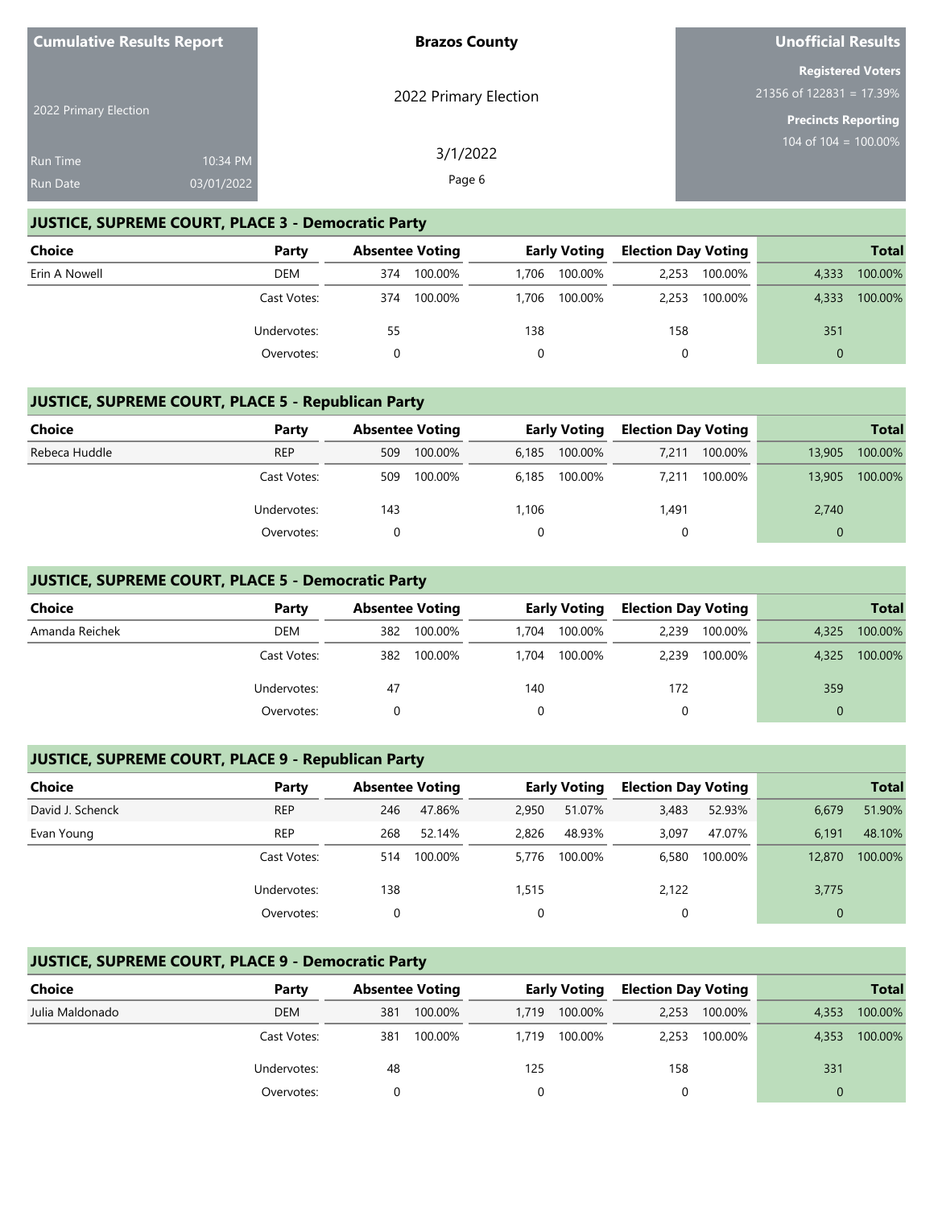Cumulative Results Report

2022 Primary Election

Run Time 10:34 PM
Run Date 03/01/2022

**Brazos County**

2022 Primary Election

3/1/2022

**Unofficial Results**

**Registered Voters**
21356 of 122831 = 17.39%

**Precincts Reporting**
104 of 104 = 100.00%

## JUSTICE, SUPREME COURT, PLACE 3 - Democratic Party

| Choice | Party | Absentee Voting | | Early Voting | | Election Day Voting | | Total | |
|---|---|---|---|---|---|---|---|---|---|
| Erin A Nowell | DEM | 374 | 100.00% | 1,706 | 100.00% | 2,253 | 100.00% | 4,333 | 100.00% |
| | Cast Votes: | 374 | 100.00% | 1,706 | 100.00% | 2,253 | 100.00% | 4,333 | 100.00% |
| | Undervotes: | 55 | | 138 | | 158 | | 351 | |
| | Overvotes: | 0 | | 0 | | 0 | | 0 | |

## JUSTICE, SUPREME COURT, PLACE 5 - Republican Party

| Choice | Party | Absentee Voting | | Early Voting | | Election Day Voting | | Total | |
|---|---|---|---|---|---|---|---|---|---|
| Rebeca Huddle | REP | 509 | 100.00% | 6,185 | 100.00% | 7,211 | 100.00% | 13,905 | 100.00% |
| | Cast Votes: | 509 | 100.00% | 6,185 | 100.00% | 7,211 | 100.00% | 13,905 | 100.00% |
| | Undervotes: | 143 | | 1,106 | | 1,491 | | 2,740 | |
| | Overvotes: | 0 | | 0 | | 0 | | 0 | |

## JUSTICE, SUPREME COURT, PLACE 5 - Democratic Party

| Choice | Party | Absentee Voting | | Early Voting | | Election Day Voting | | Total | |
|---|---|---|---|---|---|---|---|---|---|
| Amanda Reichek | DEM | 382 | 100.00% | 1,704 | 100.00% | 2,239 | 100.00% | 4,325 | 100.00% |
| | Cast Votes: | 382 | 100.00% | 1,704 | 100.00% | 2,239 | 100.00% | 4,325 | 100.00% |
| | Undervotes: | 47 | | 140 | | 172 | | 359 | |
| | Overvotes: | 0 | | 0 | | 0 | | 0 | |

## JUSTICE, SUPREME COURT, PLACE 9 - Republican Party

| Choice | Party | Absentee Voting | | Early Voting | | Election Day Voting | | Total | |
|---|---|---|---|---|---|---|---|---|---|
| David J. Schenck | REP | 246 | 47.86% | 2,950 | 51.07% | 3,483 | 52.93% | 6,679 | 51.90% |
| Evan Young | REP | 268 | 52.14% | 2,826 | 48.93% | 3,097 | 47.07% | 6,191 | 48.10% |
| | Cast Votes: | 514 | 100.00% | 5,776 | 100.00% | 6,580 | 100.00% | 12,870 | 100.00% |
| | Undervotes: | 138 | | 1,515 | | 2,122 | | 3,775 | |
| | Overvotes: | 0 | | 0 | | 0 | | 0 | |

## JUSTICE, SUPREME COURT, PLACE 9 - Democratic Party

| Choice | Party | Absentee Voting | | Early Voting | | Election Day Voting | | Total | |
|---|---|---|---|---|---|---|---|---|---|
| Julia Maldonado | DEM | 381 | 100.00% | 1,719 | 100.00% | 2,253 | 100.00% | 4,353 | 100.00% |
| | Cast Votes: | 381 | 100.00% | 1,719 | 100.00% | 2,253 | 100.00% | 4,353 | 100.00% |
| | Undervotes: | 48 | | 125 | | 158 | | 331 | |
| | Overvotes: | 0 | | 0 | | 0 | | 0 | |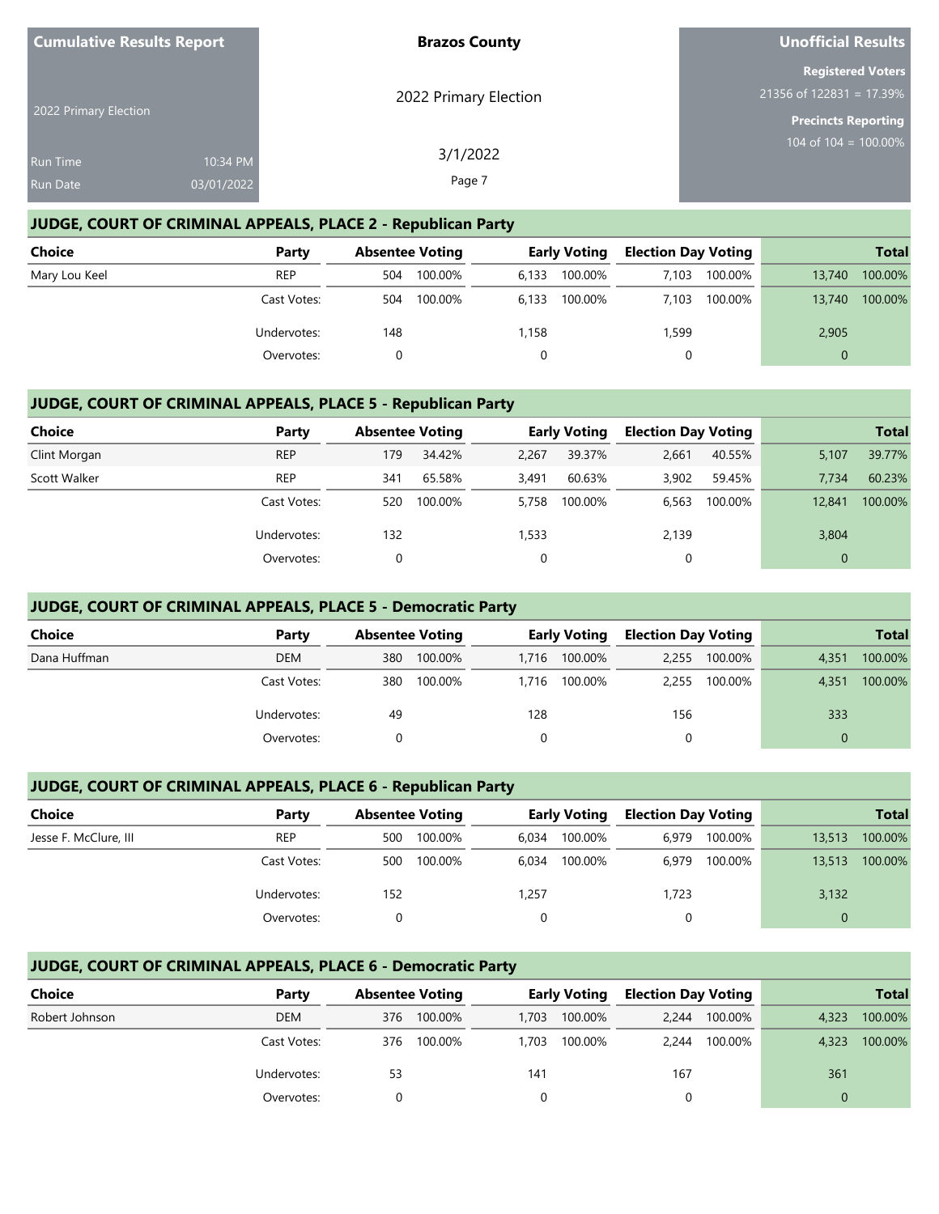## JUDGE, COURT OF CRIMINAL APPEALS, PLACE 2 - Republican Party

| Choice | Party | Absentee Voting | | Early Voting | | Election Day Voting | | Total | |
|---|---|---|---|---|---|---|---|---|---|
| Mary Lou Keel | REP | 504 | 100.00% | 6,133 | 100.00% | 7,103 | 100.00% | 13,740 | 100.00% |
| | Cast Votes: | 504 | 100.00% | 6,133 | 100.00% | 7,103 | 100.00% | 13,740 | 100.00% |
| | Undervotes: | 148 | | 1,158 | | 1,599 | | 2,905 | |
| | Overvotes: | 0 | | 0 | | 0 | | 0 | |

## JUDGE, COURT OF CRIMINAL APPEALS, PLACE 5 - Republican Party

| Choice | Party | Absentee Voting | | Early Voting | | Election Day Voting | | Total | |
|---|---|---|---|---|---|---|---|---|---|
| Clint Morgan | REP | 179 | 34.42% | 2,267 | 39.37% | 2,661 | 40.55% | 5,107 | 39.77% |
| Scott Walker | REP | 341 | 65.58% | 3,491 | 60.63% | 3,902 | 59.45% | 7,734 | 60.23% |
| | Cast Votes: | 520 | 100.00% | 5,758 | 100.00% | 6,563 | 100.00% | 12,841 | 100.00% |
| | Undervotes: | 132 | | 1,533 | | 2,139 | | 3,804 | |
| | Overvotes: | 0 | | 0 | | 0 | | 0 | |

## JUDGE, COURT OF CRIMINAL APPEALS, PLACE 5 - Democratic Party

| Choice | Party | Absentee Voting | | Early Voting | | Election Day Voting | | Total | |
|---|---|---|---|---|---|---|---|---|---|
| Dana Huffman | DEM | 380 | 100.00% | 1,716 | 100.00% | 2,255 | 100.00% | 4,351 | 100.00% |
| | Cast Votes: | 380 | 100.00% | 1,716 | 100.00% | 2,255 | 100.00% | 4,351 | 100.00% |
| | Undervotes: | 49 | | 128 | | 156 | | 333 | |
| | Overvotes: | 0 | | 0 | | 0 | | 0 | |

## JUDGE, COURT OF CRIMINAL APPEALS, PLACE 6 - Republican Party

| Choice | Party | Absentee Voting | | Early Voting | | Election Day Voting | | Total | |
|---|---|---|---|---|---|---|---|---|---|
| Jesse F. McClure, III | REP | 500 | 100.00% | 6,034 | 100.00% | 6,979 | 100.00% | 13,513 | 100.00% |
| | Cast Votes: | 500 | 100.00% | 6,034 | 100.00% | 6,979 | 100.00% | 13,513 | 100.00% |
| | Undervotes: | 152 | | 1,257 | | 1,723 | | 3,132 | |
| | Overvotes: | 0 | | 0 | | 0 | | 0 | |

## JUDGE, COURT OF CRIMINAL APPEALS, PLACE 6 - Democratic Party

| Choice | Party | Absentee Voting | | Early Voting | | Election Day Voting | | Total | |
|---|---|---|---|---|---|---|---|---|---|
| Robert Johnson | DEM | 376 | 100.00% | 1,703 | 100.00% | 2,244 | 100.00% | 4,323 | 100.00% |
| | Cast Votes: | 376 | 100.00% | 1,703 | 100.00% | 2,244 | 100.00% | 4,323 | 100.00% |
| | Undervotes: | 53 | | 141 | | 167 | | 361 | |
| | Overvotes: | 0 | | 0 | | 0 | | 0 | |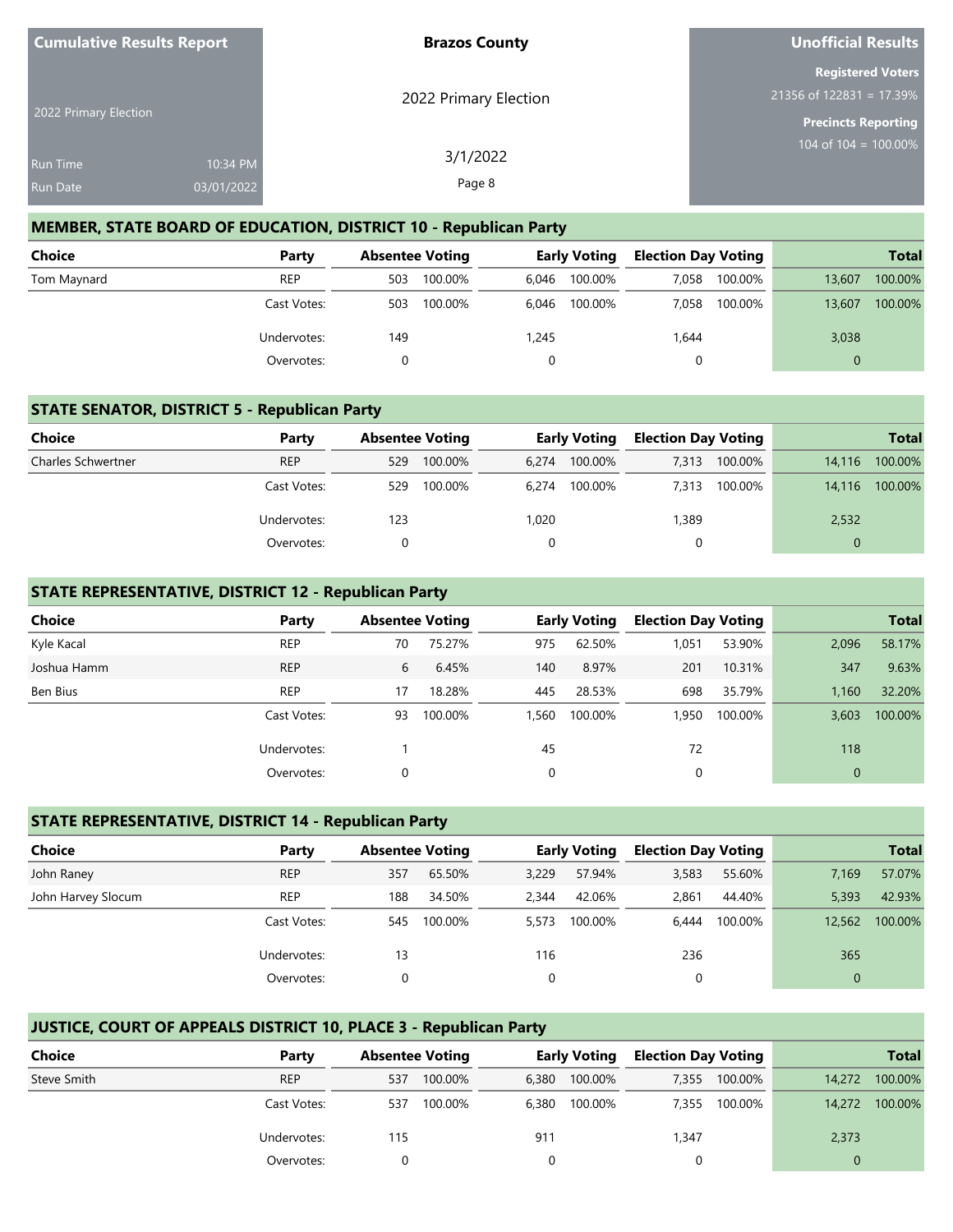## MEMBER, STATE BOARD OF EDUCATION, DISTRICT 10 - Republican Party

| Choice | Party | Absentee Voting | | Early Voting | | Election Day Voting | | Total | |
|---|---|---|---|---|---|---|---|---|---|
| Tom Maynard | REP | 503 | 100.00% | 6,046 | 100.00% | 7,058 | 100.00% | 13,607 | 100.00% |
| | Cast Votes: | 503 | 100.00% | 6,046 | 100.00% | 7,058 | 100.00% | 13,607 | 100.00% |
| | Undervotes: | 149 | | 1,245 | | 1,644 | | 3,038 | |
| | Overvotes: | 0 | | 0 | | 0 | | 0 | |

## STATE SENATOR, DISTRICT 5 - Republican Party

| Choice | Party | Absentee Voting | | Early Voting | | Election Day Voting | | Total | |
|---|---|---|---|---|---|---|---|---|---|
| Charles Schwertner | REP | 529 | 100.00% | 6,274 | 100.00% | 7,313 | 100.00% | 14,116 | 100.00% |
| | Cast Votes: | 529 | 100.00% | 6,274 | 100.00% | 7,313 | 100.00% | 14,116 | 100.00% |
| | Undervotes: | 123 | | 1,020 | | 1,389 | | 2,532 | |
| | Overvotes: | 0 | | 0 | | 0 | | 0 | |

## STATE REPRESENTATIVE, DISTRICT 12 - Republican Party

| Choice | Party | Absentee Voting | | Early Voting | | Election Day Voting | | Total | |
|---|---|---|---|---|---|---|---|---|---|
| Kyle Kacal | REP | 70 | 75.27% | 975 | 62.50% | 1,051 | 53.90% | 2,096 | 58.17% |
| Joshua Hamm | REP | 6 | 6.45% | 140 | 8.97% | 201 | 10.31% | 347 | 9.63% |
| Ben Bius | REP | 17 | 18.28% | 445 | 28.53% | 698 | 35.79% | 1,160 | 32.20% |
| | Cast Votes: | 93 | 100.00% | 1,560 | 100.00% | 1,950 | 100.00% | 3,603 | 100.00% |
| | Undervotes: | 1 | | 45 | | 72 | | 118 | |
| | Overvotes: | 0 | | 0 | | 0 | | 0 | |

## STATE REPRESENTATIVE, DISTRICT 14 - Republican Party

| Choice | Party | Absentee Voting | | Early Voting | | Election Day Voting | | Total | |
|---|---|---|---|---|---|---|---|---|---|
| John Raney | REP | 357 | 65.50% | 3,229 | 57.94% | 3,583 | 55.60% | 7,169 | 57.07% |
| John Harvey Slocum | REP | 188 | 34.50% | 2,344 | 42.06% | 2,861 | 44.40% | 5,393 | 42.93% |
| | Cast Votes: | 545 | 100.00% | 5,573 | 100.00% | 6,444 | 100.00% | 12,562 | 100.00% |
| | Undervotes: | 13 | | 116 | | 236 | | 365 | |
| | Overvotes: | 0 | | 0 | | 0 | | 0 | |

## JUSTICE, COURT OF APPEALS DISTRICT 10, PLACE 3 - Republican Party

| Choice | Party | Absentee Voting | | Early Voting | | Election Day Voting | | Total | |
|---|---|---|---|---|---|---|---|---|---|
| Steve Smith | REP | 537 | 100.00% | 6,380 | 100.00% | 7,355 | 100.00% | 14,272 | 100.00% |
| | Cast Votes: | 537 | 100.00% | 6,380 | 100.00% | 7,355 | 100.00% | 14,272 | 100.00% |
| | Undervotes: | 115 | | 911 | | 1,347 | | 2,373 | |
| | Overvotes: | 0 | | 0 | | 0 | | 0 | |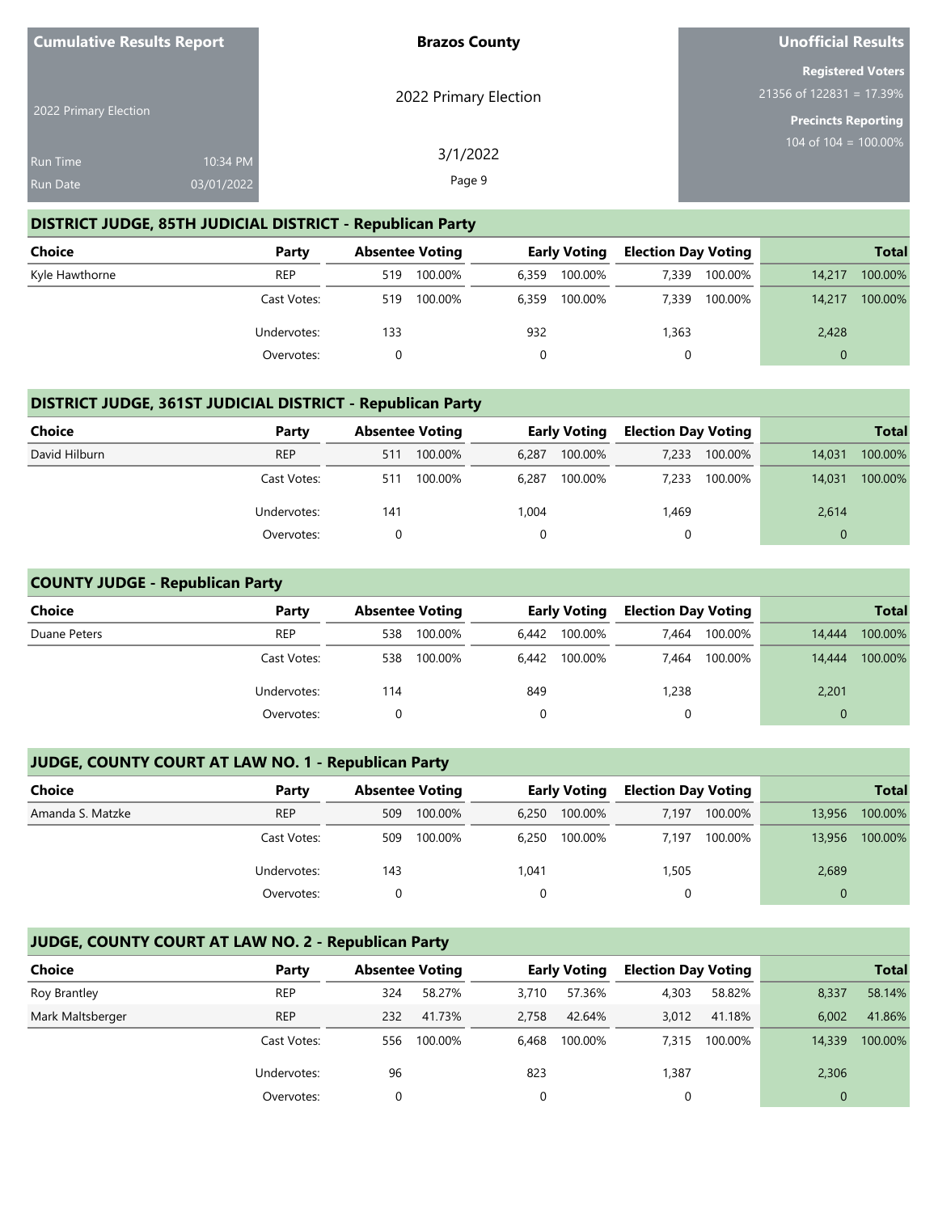Cumulative Results Report

2022 Primary Election

Run Time 10:34 PM
Run Date 03/01/2022

**Brazos County**

2022 Primary Election

3/1/2022

**Unofficial Results**

**Registered Voters**
21356 of 122831 = 17.39%

**Precincts Reporting**
104 of 104 = 100.00%

## DISTRICT JUDGE, 85TH JUDICIAL DISTRICT - Republican Party

| Choice | Party | Absentee Voting | | Early Voting | | Election Day Voting | | Total | |
|---|---|---|---|---|---|---|---|---|---|
| Kyle Hawthorne | REP | 519 | 100.00% | 6,359 | 100.00% | 7,339 | 100.00% | 14,217 | 100.00% |
| | Cast Votes: | 519 | 100.00% | 6,359 | 100.00% | 7,339 | 100.00% | 14,217 | 100.00% |
| | Undervotes: | 133 | | 932 | | 1,363 | | 2,428 | |
| | Overvotes: | 0 | | 0 | | 0 | | 0 | |

## DISTRICT JUDGE, 361ST JUDICIAL DISTRICT - Republican Party

| Choice | Party | Absentee Voting | | Early Voting | | Election Day Voting | | Total | |
|---|---|---|---|---|---|---|---|---|---|
| David Hilburn | REP | 511 | 100.00% | 6,287 | 100.00% | 7,233 | 100.00% | 14,031 | 100.00% |
| | Cast Votes: | 511 | 100.00% | 6,287 | 100.00% | 7,233 | 100.00% | 14,031 | 100.00% |
| | Undervotes: | 141 | | 1,004 | | 1,469 | | 2,614 | |
| | Overvotes: | 0 | | 0 | | 0 | | 0 | |

## COUNTY JUDGE - Republican Party

| Choice | Party | Absentee Voting | | Early Voting | | Election Day Voting | | Total | |
|---|---|---|---|---|---|---|---|---|---|
| Duane Peters | REP | 538 | 100.00% | 6,442 | 100.00% | 7,464 | 100.00% | 14,444 | 100.00% |
| | Cast Votes: | 538 | 100.00% | 6,442 | 100.00% | 7,464 | 100.00% | 14,444 | 100.00% |
| | Undervotes: | 114 | | 849 | | 1,238 | | 2,201 | |
| | Overvotes: | 0 | | 0 | | 0 | | 0 | |

## JUDGE, COUNTY COURT AT LAW NO. 1 - Republican Party

| Choice | Party | Absentee Voting | | Early Voting | | Election Day Voting | | Total | |
|---|---|---|---|---|---|---|---|---|---|
| Amanda S. Matzke | REP | 509 | 100.00% | 6,250 | 100.00% | 7,197 | 100.00% | 13,956 | 100.00% |
| | Cast Votes: | 509 | 100.00% | 6,250 | 100.00% | 7,197 | 100.00% | 13,956 | 100.00% |
| | Undervotes: | 143 | | 1,041 | | 1,505 | | 2,689 | |
| | Overvotes: | 0 | | 0 | | 0 | | 0 | |

## JUDGE, COUNTY COURT AT LAW NO. 2 - Republican Party

| Choice | Party | Absentee Voting | | Early Voting | | Election Day Voting | | Total | |
|---|---|---|---|---|---|---|---|---|---|
| Roy Brantley | REP | 324 | 58.27% | 3,710 | 57.36% | 4,303 | 58.82% | 8,337 | 58.14% |
| Mark Maltsberger | REP | 232 | 41.73% | 2,758 | 42.64% | 3,012 | 41.18% | 6,002 | 41.86% |
| | Cast Votes: | 556 | 100.00% | 6,468 | 100.00% | 7,315 | 100.00% | 14,339 | 100.00% |
| | Undervotes: | 96 | | 823 | | 1,387 | | 2,306 | |
| | Overvotes: | 0 | | 0 | | 0 | | 0 | |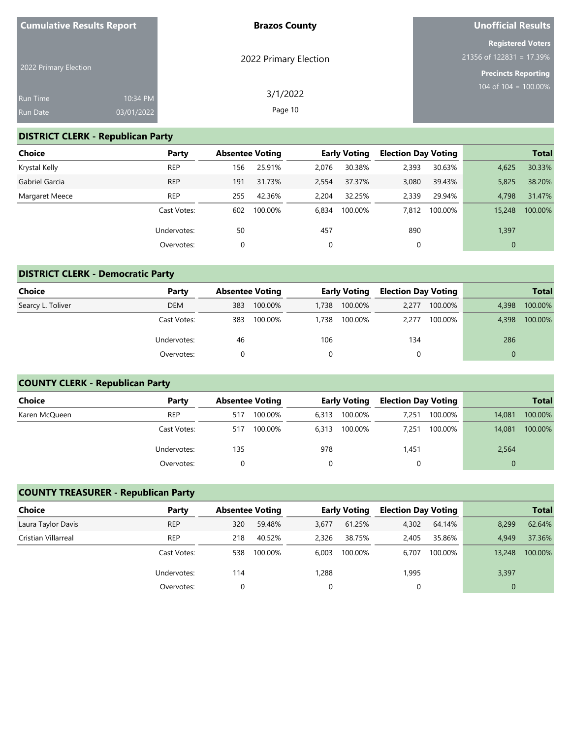## DISTRICT CLERK - Republican Party

| Choice | Party | Absentee Voting | | Early Voting | | Election Day Voting | | Total | |
|---|---|---|---|---|---|---|---|---|---|
| Krystal Kelly | REP | 156 | 25.91% | 2,076 | 30.38% | 2,393 | 30.63% | 4,625 | 30.33% |
| Gabriel Garcia | REP | 191 | 31.73% | 2,554 | 37.37% | 3,080 | 39.43% | 5,825 | 38.20% |
| Margaret Meece | REP | 255 | 42.36% | 2,204 | 32.25% | 2,339 | 29.94% | 4,798 | 31.47% |
| | Cast Votes: | 602 | 100.00% | 6,834 | 100.00% | 7,812 | 100.00% | 15,248 | 100.00% |
| | Undervotes: | 50 | | 457 | | 890 | | 1,397 | |
| | Overvotes: | 0 | | 0 | | 0 | | 0 | |

## DISTRICT CLERK - Democratic Party

| Choice | Party | Absentee Voting | | Early Voting | | Election Day Voting | | Total | |
|---|---|---|---|---|---|---|---|---|---|
| Searcy L. Toliver | DEM | 383 | 100.00% | 1,738 | 100.00% | 2,277 | 100.00% | 4,398 | 100.00% |
| | Cast Votes: | 383 | 100.00% | 1,738 | 100.00% | 2,277 | 100.00% | 4,398 | 100.00% |
| | Undervotes: | 46 | | 106 | | 134 | | 286 | |
| | Overvotes: | 0 | | 0 | | 0 | | 0 | |

## COUNTY CLERK - Republican Party

| Choice | Party | Absentee Voting | | Early Voting | | Election Day Voting | | Total | |
|---|---|---|---|---|---|---|---|---|---|
| Karen McQueen | REP | 517 | 100.00% | 6,313 | 100.00% | 7,251 | 100.00% | 14,081 | 100.00% |
| | Cast Votes: | 517 | 100.00% | 6,313 | 100.00% | 7,251 | 100.00% | 14,081 | 100.00% |
| | Undervotes: | 135 | | 978 | | 1,451 | | 2,564 | |
| | Overvotes: | 0 | | 0 | | 0 | | 0 | |

## COUNTY TREASURER - Republican Party

| Choice | Party | Absentee Voting | | Early Voting | | Election Day Voting | | Total | |
|---|---|---|---|---|---|---|---|---|---|
| Laura Taylor Davis | REP | 320 | 59.48% | 3,677 | 61.25% | 4,302 | 64.14% | 8,299 | 62.64% |
| Cristian Villarreal | REP | 218 | 40.52% | 2,326 | 38.75% | 2,405 | 35.86% | 4,949 | 37.36% |
| | Cast Votes: | 538 | 100.00% | 6,003 | 100.00% | 6,707 | 100.00% | 13,248 | 100.00% |
| | Undervotes: | 114 | | 1,288 | | 1,995 | | 3,397 | |
| | Overvotes: | 0 | | 0 | | 0 | | 0 | |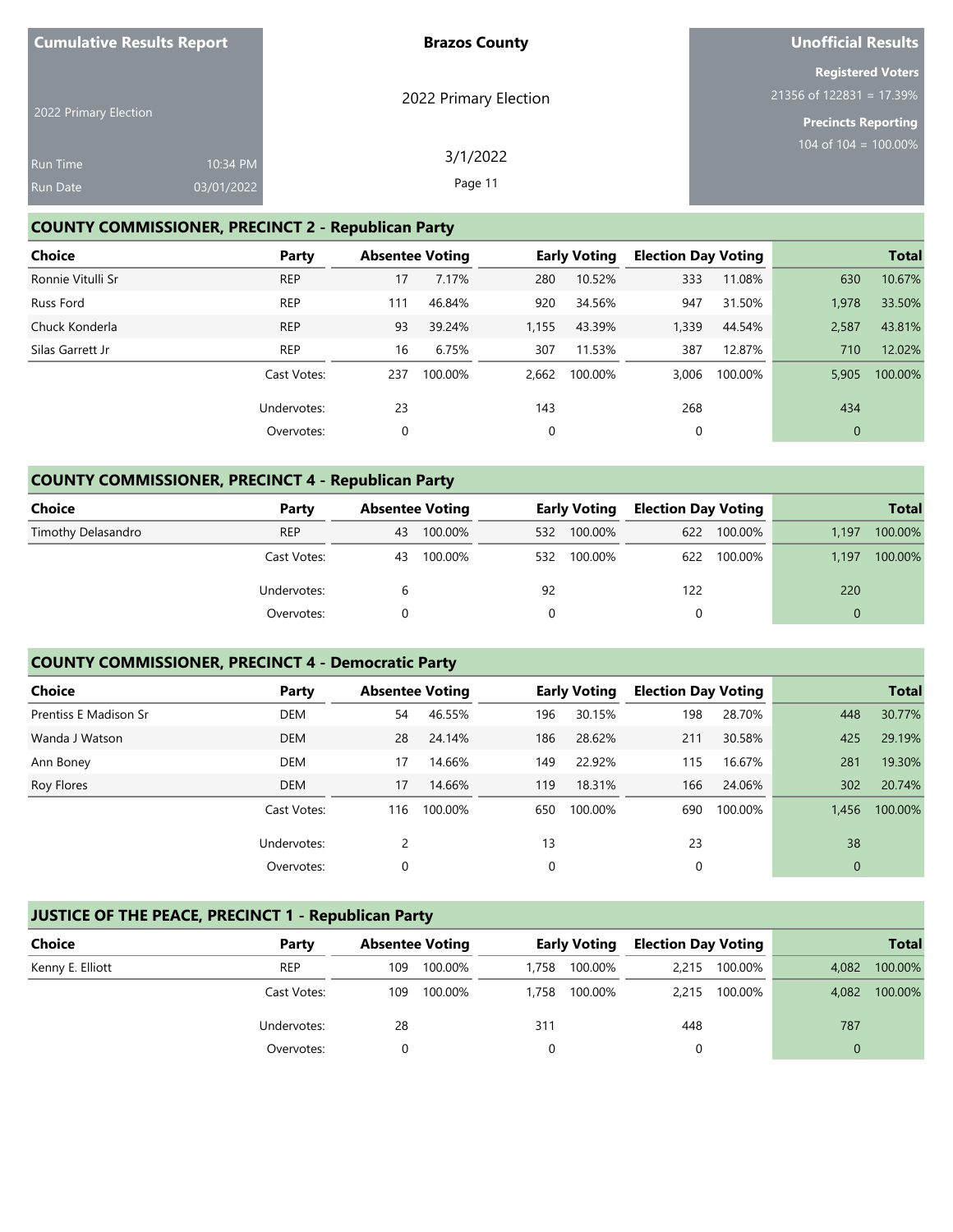## COUNTY COMMISSIONER, PRECINCT 2 - Republican Party

| Choice | Party | Absentee Voting | | Early Voting | | Election Day Voting | | Total | |
|---|---|---|---|---|---|---|---|---|---|
| Ronnie Vitulli Sr | REP | 17 | 7.17% | 280 | 10.52% | 333 | 11.08% | 630 | 10.67% |
| Russ Ford | REP | 111 | 46.84% | 920 | 34.56% | 947 | 31.50% | 1,978 | 33.50% |
| Chuck Konderla | REP | 93 | 39.24% | 1,155 | 43.39% | 1,339 | 44.54% | 2,587 | 43.81% |
| Silas Garrett Jr | REP | 16 | 6.75% | 307 | 11.53% | 387 | 12.87% | 710 | 12.02% |
| | Cast Votes: | 237 | 100.00% | 2,662 | 100.00% | 3,006 | 100.00% | 5,905 | 100.00% |
| | Undervotes: | 23 | | 143 | | 268 | | 434 | |
| | Overvotes: | 0 | | 0 | | 0 | | 0 | |

## COUNTY COMMISSIONER, PRECINCT 4 - Republican Party

| Choice | Party | Absentee Voting | | Early Voting | | Election Day Voting | | Total | |
|---|---|---|---|---|---|---|---|---|---|
| Timothy Delasandro | REP | 43 | 100.00% | 532 | 100.00% | 622 | 100.00% | 1,197 | 100.00% |
| | Cast Votes: | 43 | 100.00% | 532 | 100.00% | 622 | 100.00% | 1,197 | 100.00% |
| | Undervotes: | 6 | | 92 | | 122 | | 220 | |
| | Overvotes: | 0 | | 0 | | 0 | | 0 | |

## COUNTY COMMISSIONER, PRECINCT 4 - Democratic Party

| Choice | Party | Absentee Voting | | Early Voting | | Election Day Voting | | Total | |
|---|---|---|---|---|---|---|---|---|---|
| Prentiss E Madison Sr | DEM | 54 | 46.55% | 196 | 30.15% | 198 | 28.70% | 448 | 30.77% |
| Wanda J Watson | DEM | 28 | 24.14% | 186 | 28.62% | 211 | 30.58% | 425 | 29.19% |
| Ann Boney | DEM | 17 | 14.66% | 149 | 22.92% | 115 | 16.67% | 281 | 19.30% |
| Roy Flores | DEM | 17 | 14.66% | 119 | 18.31% | 166 | 24.06% | 302 | 20.74% |
| | Cast Votes: | 116 | 100.00% | 650 | 100.00% | 690 | 100.00% | 1,456 | 100.00% |
| | Undervotes: | 2 | | 13 | | 23 | | 38 | |
| | Overvotes: | 0 | | 0 | | 0 | | 0 | |

## JUSTICE OF THE PEACE, PRECINCT 1 - Republican Party

| Choice | Party | Absentee Voting | | Early Voting | | Election Day Voting | | Total | |
|---|---|---|---|---|---|---|---|---|---|
| Kenny E. Elliott | REP | 109 | 100.00% | 1,758 | 100.00% | 2,215 | 100.00% | 4,082 | 100.00% |
| | Cast Votes: | 109 | 100.00% | 1,758 | 100.00% | 2,215 | 100.00% | 4,082 | 100.00% |
| | Undervotes: | 28 | | 311 | | 448 | | 787 | |
| | Overvotes: | 0 | | 0 | | 0 | | 0 | |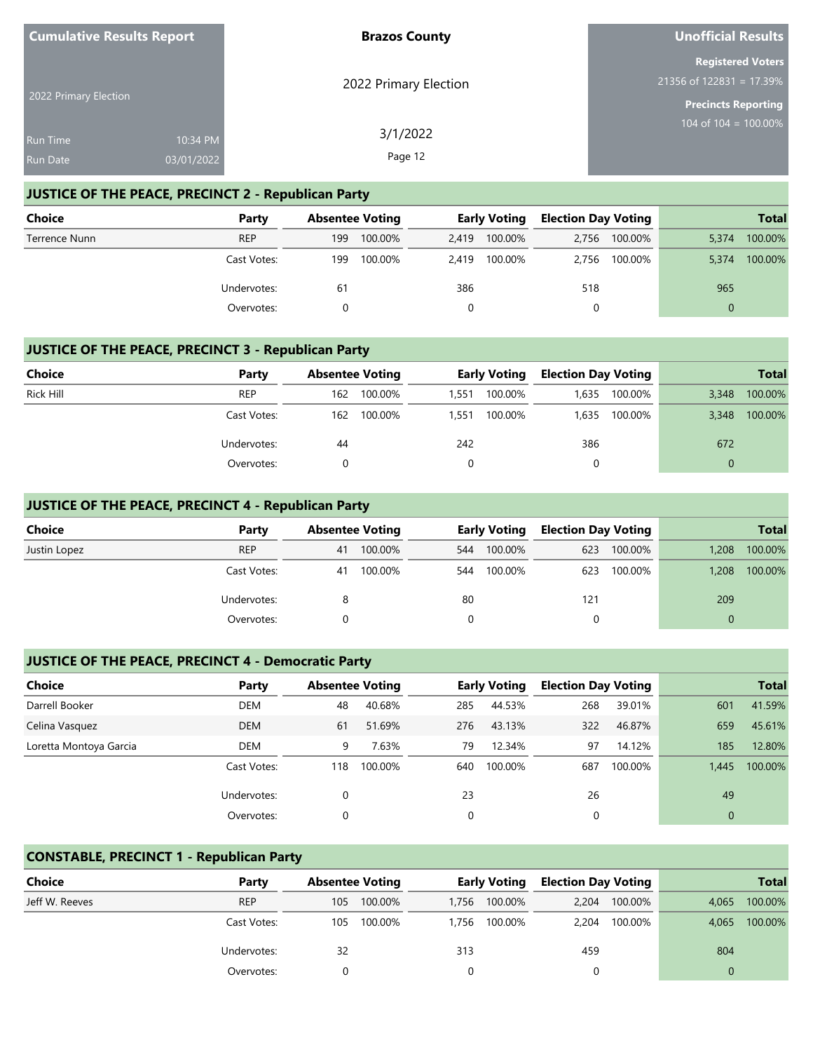Cumulative Results Report

2022 Primary Election

Run Time 10:34 PM
Run Date 03/01/2022

**Brazos County**

2022 Primary Election

3/1/2022

**Unofficial Results**

**Registered Voters**
21356 of 122831 = 17.39%

**Precincts Reporting**
104 of 104 = 100.00%

## JUSTICE OF THE PEACE, PRECINCT 2 - Republican Party

| Choice | Party | Absentee Voting | | Early Voting | | Election Day Voting | | Total | |
|---|---|---|---|---|---|---|---|---|---|
| Terrence Nunn | REP | 199 | 100.00% | 2,419 | 100.00% | 2,756 | 100.00% | 5,374 | 100.00% |
| | Cast Votes: | 199 | 100.00% | 2,419 | 100.00% | 2,756 | 100.00% | 5,374 | 100.00% |
| | Undervotes: | 61 | | 386 | | 518 | | 965 | |
| | Overvotes: | 0 | | 0 | | 0 | | 0 | |

## JUSTICE OF THE PEACE, PRECINCT 3 - Republican Party

| Choice | Party | Absentee Voting | | Early Voting | | Election Day Voting | | Total | |
|---|---|---|---|---|---|---|---|---|---|
| Rick Hill | REP | 162 | 100.00% | 1,551 | 100.00% | 1,635 | 100.00% | 3,348 | 100.00% |
| | Cast Votes: | 162 | 100.00% | 1,551 | 100.00% | 1,635 | 100.00% | 3,348 | 100.00% |
| | Undervotes: | 44 | | 242 | | 386 | | 672 | |
| | Overvotes: | 0 | | 0 | | 0 | | 0 | |

## JUSTICE OF THE PEACE, PRECINCT 4 - Republican Party

| Choice | Party | Absentee Voting | | Early Voting | | Election Day Voting | | Total | |
|---|---|---|---|---|---|---|---|---|---|
| Justin Lopez | REP | 41 | 100.00% | 544 | 100.00% | 623 | 100.00% | 1,208 | 100.00% |
| | Cast Votes: | 41 | 100.00% | 544 | 100.00% | 623 | 100.00% | 1,208 | 100.00% |
| | Undervotes: | 8 | | 80 | | 121 | | 209 | |
| | Overvotes: | 0 | | 0 | | 0 | | 0 | |

## JUSTICE OF THE PEACE, PRECINCT 4 - Democratic Party

| Choice | Party | Absentee Voting | | Early Voting | | Election Day Voting | | Total | |
|---|---|---|---|---|---|---|---|---|---|
| Darrell Booker | DEM | 48 | 40.68% | 285 | 44.53% | 268 | 39.01% | 601 | 41.59% |
| Celina Vasquez | DEM | 61 | 51.69% | 276 | 43.13% | 322 | 46.87% | 659 | 45.61% |
| Loretta Montoya Garcia | DEM | 9 | 7.63% | 79 | 12.34% | 97 | 14.12% | 185 | 12.80% |
| | Cast Votes: | 118 | 100.00% | 640 | 100.00% | 687 | 100.00% | 1,445 | 100.00% |
| | Undervotes: | 0 | | 23 | | 26 | | 49 | |
| | Overvotes: | 0 | | 0 | | 0 | | 0 | |

## CONSTABLE, PRECINCT 1 - Republican Party

| Choice | Party | Absentee Voting | | Early Voting | | Election Day Voting | | Total | |
|---|---|---|---|---|---|---|---|---|---|
| Jeff W. Reeves | REP | 105 | 100.00% | 1,756 | 100.00% | 2,204 | 100.00% | 4,065 | 100.00% |
| | Cast Votes: | 105 | 100.00% | 1,756 | 100.00% | 2,204 | 100.00% | 4,065 | 100.00% |
| | Undervotes: | 32 | | 313 | | 459 | | 804 | |
| | Overvotes: | 0 | | 0 | | 0 | | 0 | |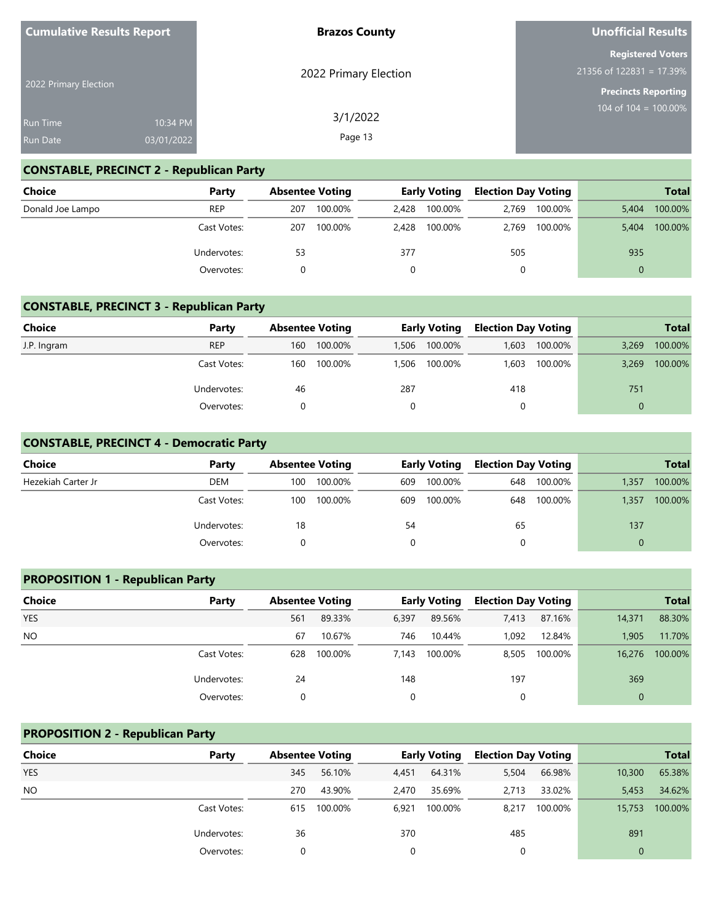| Cumulative Results Report | Brazos County | Unofficial Results |
|---|---|---|
| 2022 Primary Election | 2022 Primary Election | Registered Voters 21356 of 122831 = 17.39% |
| Run Time 10:34 PM | 3/1/2022 | Precincts Reporting 104 of 104 = 100.00% |
| Run Date 03/01/2022 | | |

## CONSTABLE, PRECINCT 2 - Republican Party

| Choice | Party | Absentee Voting | | Early Voting | | Election Day Voting | | Total | |
|---|---|---|---|---|---|---|---|---|---|
| Donald Joe Lampo | REP | 207 | 100.00% | 2,428 | 100.00% | 2,769 | 100.00% | 5,404 | 100.00% |
| | Cast Votes: | 207 | 100.00% | 2,428 | 100.00% | 2,769 | 100.00% | 5,404 | 100.00% |
| | Undervotes: | 53 | | 377 | | 505 | | 935 | |
| | Overvotes: | 0 | | 0 | | 0 | | 0 | |

## CONSTABLE, PRECINCT 3 - Republican Party

| Choice | Party | Absentee Voting | | Early Voting | | Election Day Voting | | Total | |
|---|---|---|---|---|---|---|---|---|---|
| J.P. Ingram | REP | 160 | 100.00% | 1,506 | 100.00% | 1,603 | 100.00% | 3,269 | 100.00% |
| | Cast Votes: | 160 | 100.00% | 1,506 | 100.00% | 1,603 | 100.00% | 3,269 | 100.00% |
| | Undervotes: | 46 | | 287 | | 418 | | 751 | |
| | Overvotes: | 0 | | 0 | | 0 | | 0 | |

## CONSTABLE, PRECINCT 4 - Democratic Party

| Choice | Party | Absentee Voting | | Early Voting | | Election Day Voting | | Total | |
|---|---|---|---|---|---|---|---|---|---|
| Hezekiah Carter Jr | DEM | 100 | 100.00% | 609 | 100.00% | 648 | 100.00% | 1,357 | 100.00% |
| | Cast Votes: | 100 | 100.00% | 609 | 100.00% | 648 | 100.00% | 1,357 | 100.00% |
| | Undervotes: | 18 | | 54 | | 65 | | 137 | |
| | Overvotes: | 0 | | 0 | | 0 | | 0 | |

## PROPOSITION 1 - Republican Party

| Choice | Party | Absentee Voting | | Early Voting | | Election Day Voting | | Total | |
|---|---|---|---|---|---|---|---|---|---|
| YES | | 561 | 89.33% | 6,397 | 89.56% | 7,413 | 87.16% | 14,371 | 88.30% |
| NO | | 67 | 10.67% | 746 | 10.44% | 1,092 | 12.84% | 1,905 | 11.70% |
| | Cast Votes: | 628 | 100.00% | 7,143 | 100.00% | 8,505 | 100.00% | 16,276 | 100.00% |
| | Undervotes: | 24 | | 148 | | 197 | | 369 | |
| | Overvotes: | 0 | | 0 | | 0 | | 0 | |

## PROPOSITION 2 - Republican Party

| Choice | Party | Absentee Voting | | Early Voting | | Election Day Voting | | Total | |
|---|---|---|---|---|---|---|---|---|---|
| YES | | 345 | 56.10% | 4,451 | 64.31% | 5,504 | 66.98% | 10,300 | 65.38% |
| NO | | 270 | 43.90% | 2,470 | 35.69% | 2,713 | 33.02% | 5,453 | 34.62% |
| | Cast Votes: | 615 | 100.00% | 6,921 | 100.00% | 8,217 | 100.00% | 15,753 | 100.00% |
| | Undervotes: | 36 | | 370 | | 485 | | 891 | |
| | Overvotes: | 0 | | 0 | | 0 | | 0 | |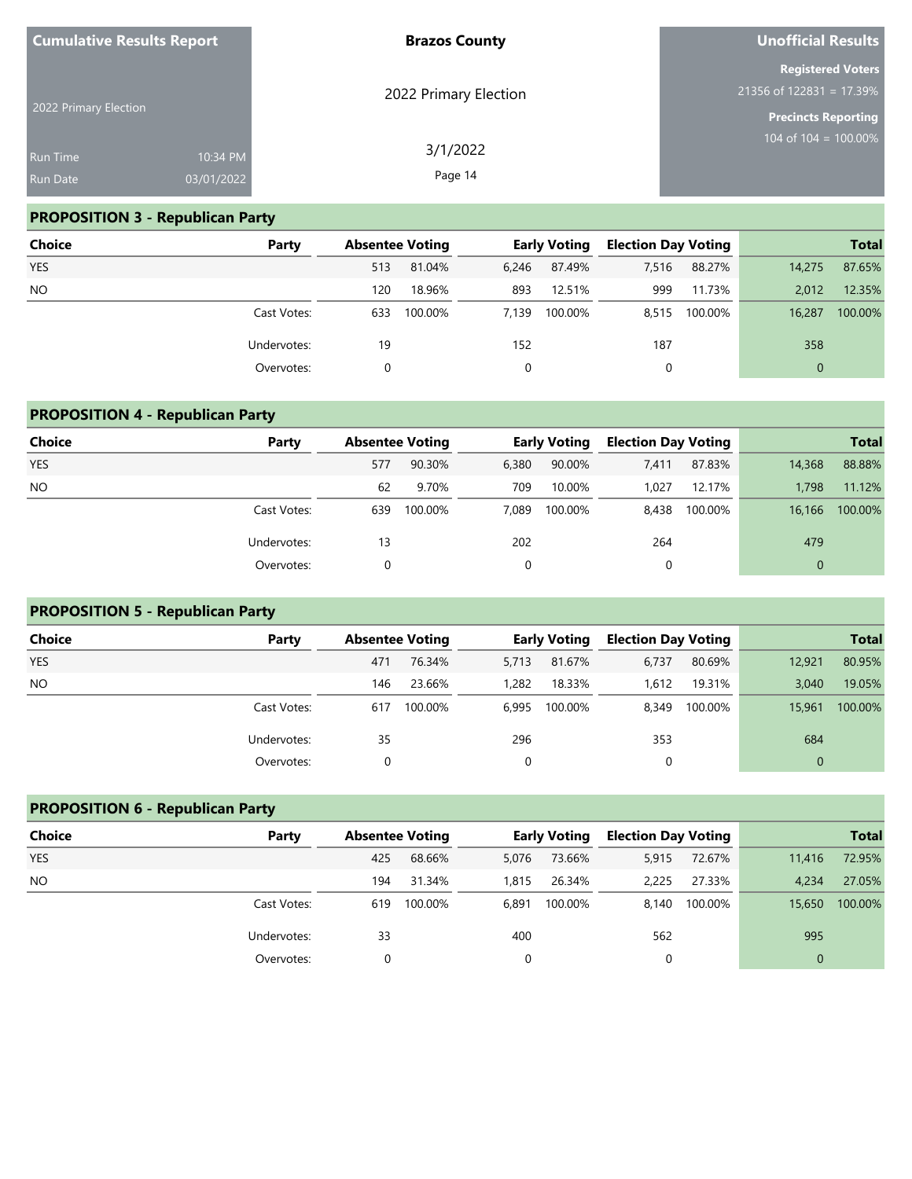**Cumulative Results Report**

2022 Primary Election

Run Time 10:34 PM
Run Date 03/01/2022

**Brazos County**

2022 Primary Election

3/1/2022

**Unofficial Results**

**Registered Voters**
21356 of 122831 = 17.39%

**Precincts Reporting**
104 of 104 = 100.00%

## PROPOSITION 3 - Republican Party

| Choice | Party | Absentee Voting | | Early Voting | | Election Day Voting | | Total | |
|---|---|---|---|---|---|---|---|---|---|
| YES | | 513 | 81.04% | 6,246 | 87.49% | 7,516 | 88.27% | 14,275 | 87.65% |
| NO | | 120 | 18.96% | 893 | 12.51% | 999 | 11.73% | 2,012 | 12.35% |
| | Cast Votes: | 633 | 100.00% | 7,139 | 100.00% | 8,515 | 100.00% | 16,287 | 100.00% |
| | Undervotes: | 19 | | 152 | | 187 | | 358 | |
| | Overvotes: | 0 | | 0 | | 0 | | 0 | |

## PROPOSITION 4 - Republican Party

| Choice | Party | Absentee Voting | | Early Voting | | Election Day Voting | | Total | |
|---|---|---|---|---|---|---|---|---|---|
| YES | | 577 | 90.30% | 6,380 | 90.00% | 7,411 | 87.83% | 14,368 | 88.88% |
| NO | | 62 | 9.70% | 709 | 10.00% | 1,027 | 12.17% | 1,798 | 11.12% |
| | Cast Votes: | 639 | 100.00% | 7,089 | 100.00% | 8,438 | 100.00% | 16,166 | 100.00% |
| | Undervotes: | 13 | | 202 | | 264 | | 479 | |
| | Overvotes: | 0 | | 0 | | 0 | | 0 | |

## PROPOSITION 5 - Republican Party

| Choice | Party | Absentee Voting | | Early Voting | | Election Day Voting | | Total | |
|---|---|---|---|---|---|---|---|---|---|
| YES | | 471 | 76.34% | 5,713 | 81.67% | 6,737 | 80.69% | 12,921 | 80.95% |
| NO | | 146 | 23.66% | 1,282 | 18.33% | 1,612 | 19.31% | 3,040 | 19.05% |
| | Cast Votes: | 617 | 100.00% | 6,995 | 100.00% | 8,349 | 100.00% | 15,961 | 100.00% |
| | Undervotes: | 35 | | 296 | | 353 | | 684 | |
| | Overvotes: | 0 | | 0 | | 0 | | 0 | |

## PROPOSITION 6 - Republican Party

| Choice | Party | Absentee Voting | | Early Voting | | Election Day Voting | | Total | |
|---|---|---|---|---|---|---|---|---|---|
| YES | | 425 | 68.66% | 5,076 | 73.66% | 5,915 | 72.67% | 11,416 | 72.95% |
| NO | | 194 | 31.34% | 1,815 | 26.34% | 2,225 | 27.33% | 4,234 | 27.05% |
| | Cast Votes: | 619 | 100.00% | 6,891 | 100.00% | 8,140 | 100.00% | 15,650 | 100.00% |
| | Undervotes: | 33 | | 400 | | 562 | | 995 | |
| | Overvotes: | 0 | | 0 | | 0 | | 0 | |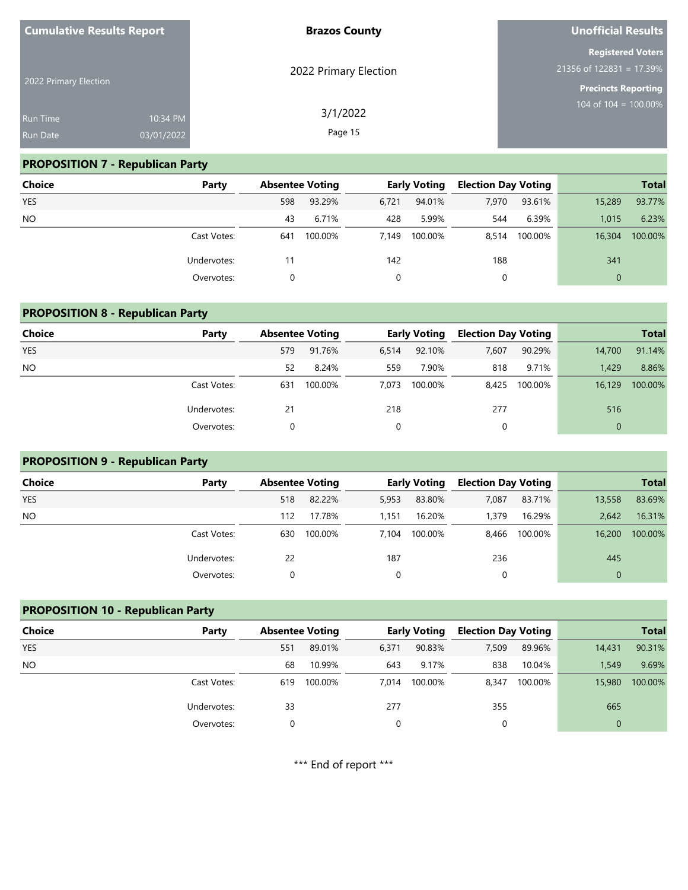**Cumulative Results Report**

2022 Primary Election

Run Time 10:34 PM
Run Date 03/01/2022

**Brazos County**

2022 Primary Election

3/1/2022

**Unofficial Results**

**Registered Voters**
21356 of 122831 = 17.39%

**Precincts Reporting**
104 of 104 = 100.00%

## PROPOSITION 7 - Republican Party

| Choice | Party | Absentee Voting | | Early Voting | | Election Day Voting | | Total | |
|---|---|---|---|---|---|---|---|---|---|
| YES | | 598 | 93.29% | 6,721 | 94.01% | 7,970 | 93.61% | 15,289 | 93.77% |
| NO | | 43 | 6.71% | 428 | 5.99% | 544 | 6.39% | 1,015 | 6.23% |
| | Cast Votes: | 641 | 100.00% | 7,149 | 100.00% | 8,514 | 100.00% | 16,304 | 100.00% |
| | Undervotes: | 11 | | 142 | | 188 | | 341 | |
| | Overvotes: | 0 | | 0 | | 0 | | 0 | |

## PROPOSITION 8 - Republican Party

| Choice | Party | Absentee Voting | | Early Voting | | Election Day Voting | | Total | |
|---|---|---|---|---|---|---|---|---|---|
| YES | | 579 | 91.76% | 6,514 | 92.10% | 7,607 | 90.29% | 14,700 | 91.14% |
| NO | | 52 | 8.24% | 559 | 7.90% | 818 | 9.71% | 1,429 | 8.86% |
| | Cast Votes: | 631 | 100.00% | 7,073 | 100.00% | 8,425 | 100.00% | 16,129 | 100.00% |
| | Undervotes: | 21 | | 218 | | 277 | | 516 | |
| | Overvotes: | 0 | | 0 | | 0 | | 0 | |

## PROPOSITION 9 - Republican Party

| Choice | Party | Absentee Voting | | Early Voting | | Election Day Voting | | Total | |
|---|---|---|---|---|---|---|---|---|---|
| YES | | 518 | 82.22% | 5,953 | 83.80% | 7,087 | 83.71% | 13,558 | 83.69% |
| NO | | 112 | 17.78% | 1,151 | 16.20% | 1,379 | 16.29% | 2,642 | 16.31% |
| | Cast Votes: | 630 | 100.00% | 7,104 | 100.00% | 8,466 | 100.00% | 16,200 | 100.00% |
| | Undervotes: | 22 | | 187 | | 236 | | 445 | |
| | Overvotes: | 0 | | 0 | | 0 | | 0 | |

## PROPOSITION 10 - Republican Party

| Choice | Party | Absentee Voting | | Early Voting | | Election Day Voting | | Total | |
|---|---|---|---|---|---|---|---|---|---|
| YES | | 551 | 89.01% | 6,371 | 90.83% | 7,509 | 89.96% | 14,431 | 90.31% |
| NO | | 68 | 10.99% | 643 | 9.17% | 838 | 10.04% | 1,549 | 9.69% |
| | Cast Votes: | 619 | 100.00% | 7,014 | 100.00% | 8,347 | 100.00% | 15,980 | 100.00% |
| | Undervotes: | 33 | | 277 | | 355 | | 665 | |
| | Overvotes: | 0 | | 0 | | 0 | | 0 | |

*** End of report ***